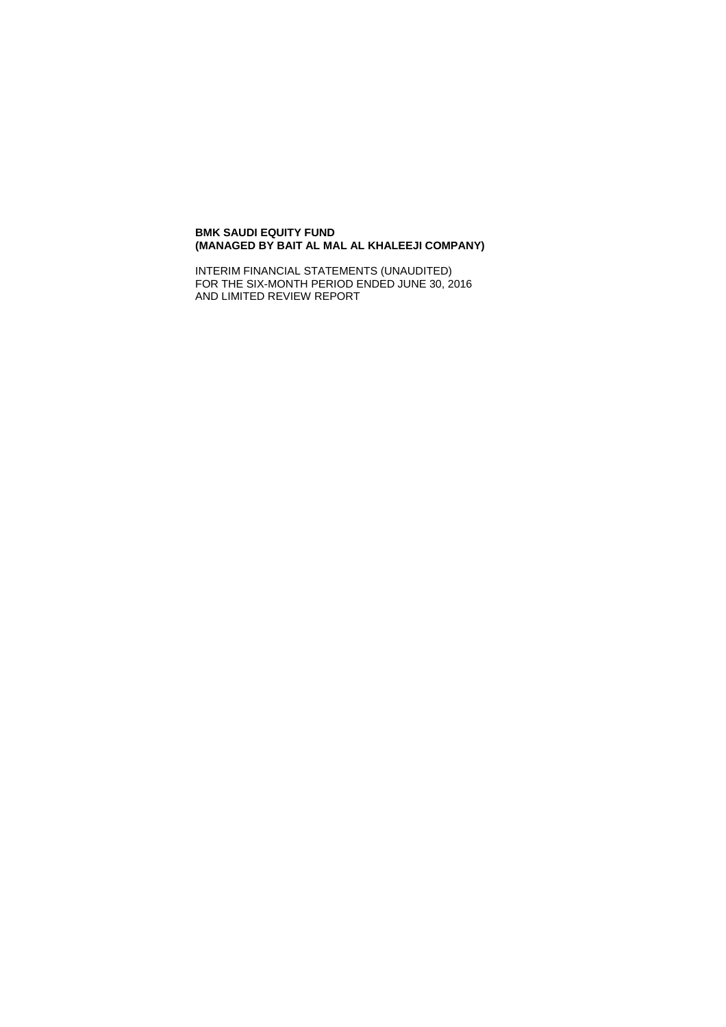**BMK SAUDI EQUITY FUND**
**(MANAGED BY BAIT AL MAL AL KHALEEJI COMPANY)**

INTERIM FINANCIAL STATEMENTS (UNAUDITED)
FOR THE SIX-MONTH PERIOD ENDED JUNE 30, 2016
AND LIMITED REVIEW REPORT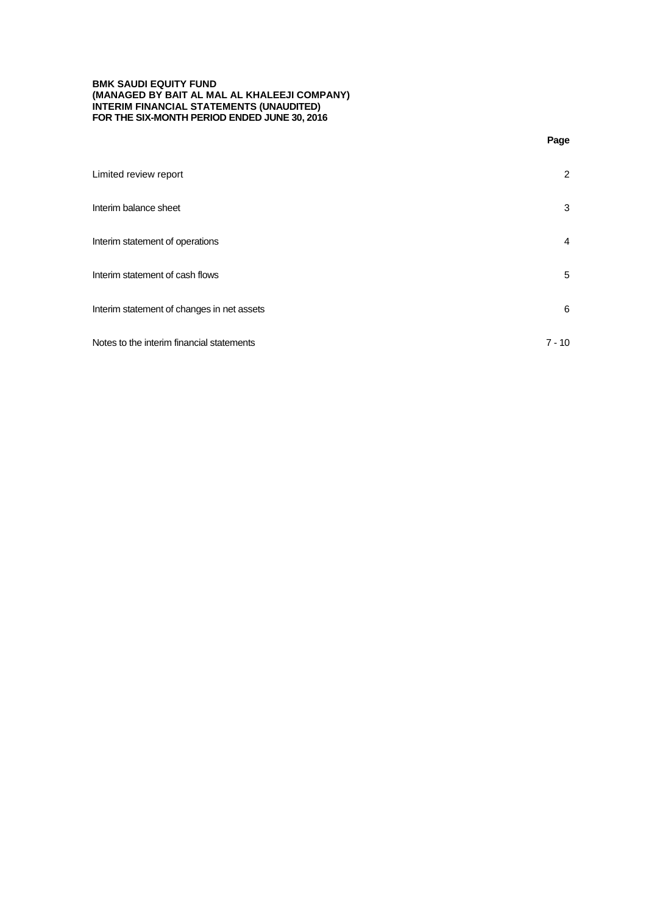**BMK SAUDI EQUITY FUND**
**(MANAGED BY BAIT AL MAL AL KHALEEJI COMPANY)**
**INTERIM FINANCIAL STATEMENTS (UNAUDITED)**
**FOR THE SIX-MONTH PERIOD ENDED JUNE 30, 2016**

| | **Page** |
|---|---|
| Limited review report | 2 |
| Interim balance sheet | 3 |
| Interim statement of operations | 4 |
| Interim statement of cash flows | 5 |
| Interim statement of changes in net assets | 6 |
| Notes to the interim financial statements | 7 - 10 |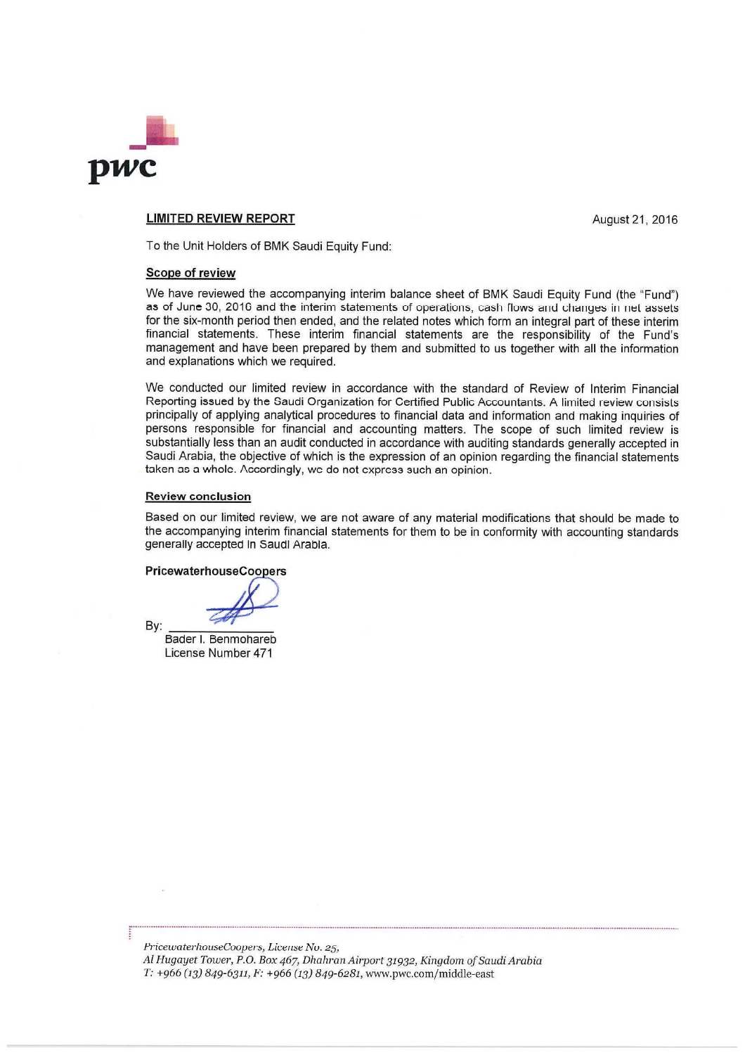pwc

**LIMITED REVIEW REPORT**

August 21, 2016

To the Unit Holders of BMK Saudi Equity Fund:

**Scope of review**

We have reviewed the accompanying interim balance sheet of BMK Saudi Equity Fund (the "Fund") as of June 30, 2016 and the interim statements of operations, cash flows and changes in net assets for the six-month period then ended, and the related notes which form an integral part of these interim financial statements. These interim financial statements are the responsibility of the Fund's management and have been prepared by them and submitted to us together with all the information and explanations which we required.

We conducted our limited review in accordance with the standard of Review of Interim Financial Reporting issued by the Saudi Organization for Certified Public Accountants. A limited review consists principally of applying analytical procedures to financial data and information and making inquiries of persons responsible for financial and accounting matters. The scope of such limited review is substantially less than an audit conducted in accordance with auditing standards generally accepted in Saudi Arabia, the objective of which is the expression of an opinion regarding the financial statements taken as a whole. Accordingly, we do not express such an opinion.

**Review conclusion**

Based on our limited review, we are not aware of any material modifications that should be made to the accompanying interim financial statements for them to be in conformity with accounting standards generally accepted in Saudi Arabia.

**PricewaterhouseCoopers**

By: ______________
Bader I. Benmohareb
License Number 471

*PricewaterhouseCoopers, License No. 25,*
*Al Hugayet Tower, P.O. Box 467, Dhahran Airport 31932, Kingdom of Saudi Arabia*
*T: +966 (13) 849-6311, F: +966 (13) 849-6281,* www.pwc.com/middle-east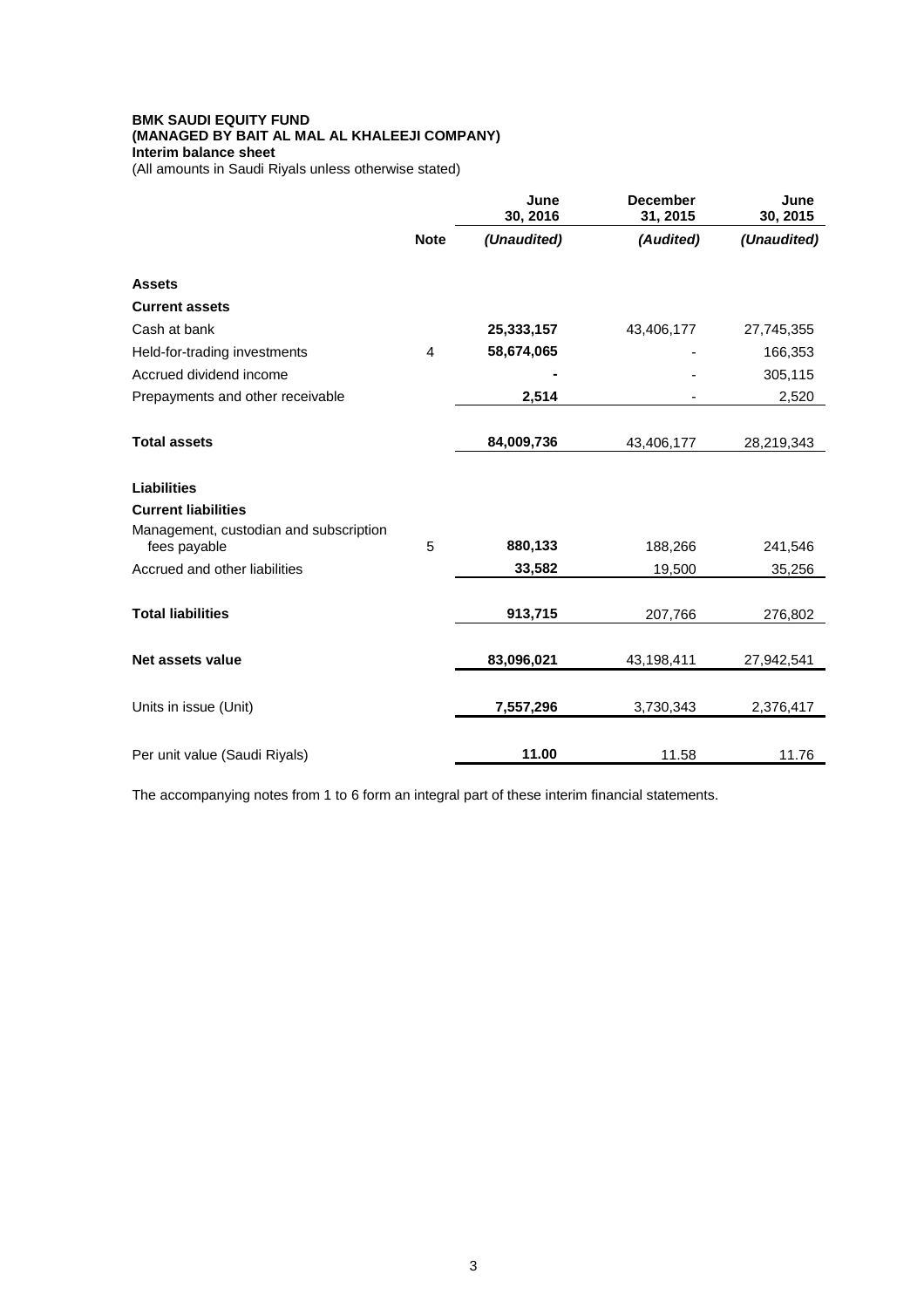**BMK SAUDI EQUITY FUND**
**(MANAGED BY BAIT AL MAL AL KHALEEJI COMPANY)**
**Interim balance sheet**
(All amounts in Saudi Riyals unless otherwise stated)

| | Note | June 30, 2016 *(Unaudited)* | December 31, 2015 *(Audited)* | June 30, 2015 *(Unaudited)* |
|---|---|---|---|---|
| **Assets** | | | | |
| **Current assets** | | | | |
| Cash at bank | | **25,333,157** | 43,406,177 | 27,745,355 |
| Held-for-trading investments | 4 | **58,674,065** | - | 166,353 |
| Accrued dividend income | | **-** | - | 305,115 |
| Prepayments and other receivable | | **2,514** | - | 2,520 |
| **Total assets** | | **84,009,736** | 43,406,177 | 28,219,343 |
| **Liabilities** | | | | |
| **Current liabilities** | | | | |
| Management, custodian and subscription fees payable | 5 | **880,133** | 188,266 | 241,546 |
| Accrued and other liabilities | | **33,582** | 19,500 | 35,256 |
| **Total liabilities** | | **913,715** | 207,766 | 276,802 |
| **Net assets value** | | **83,096,021** | 43,198,411 | 27,942,541 |
| Units in issue (Unit) | | **7,557,296** | 3,730,343 | 2,376,417 |
| Per unit value (Saudi Riyals) | | **11.00** | 11.58 | 11.76 |

The accompanying notes from 1 to 6 form an integral part of these interim financial statements.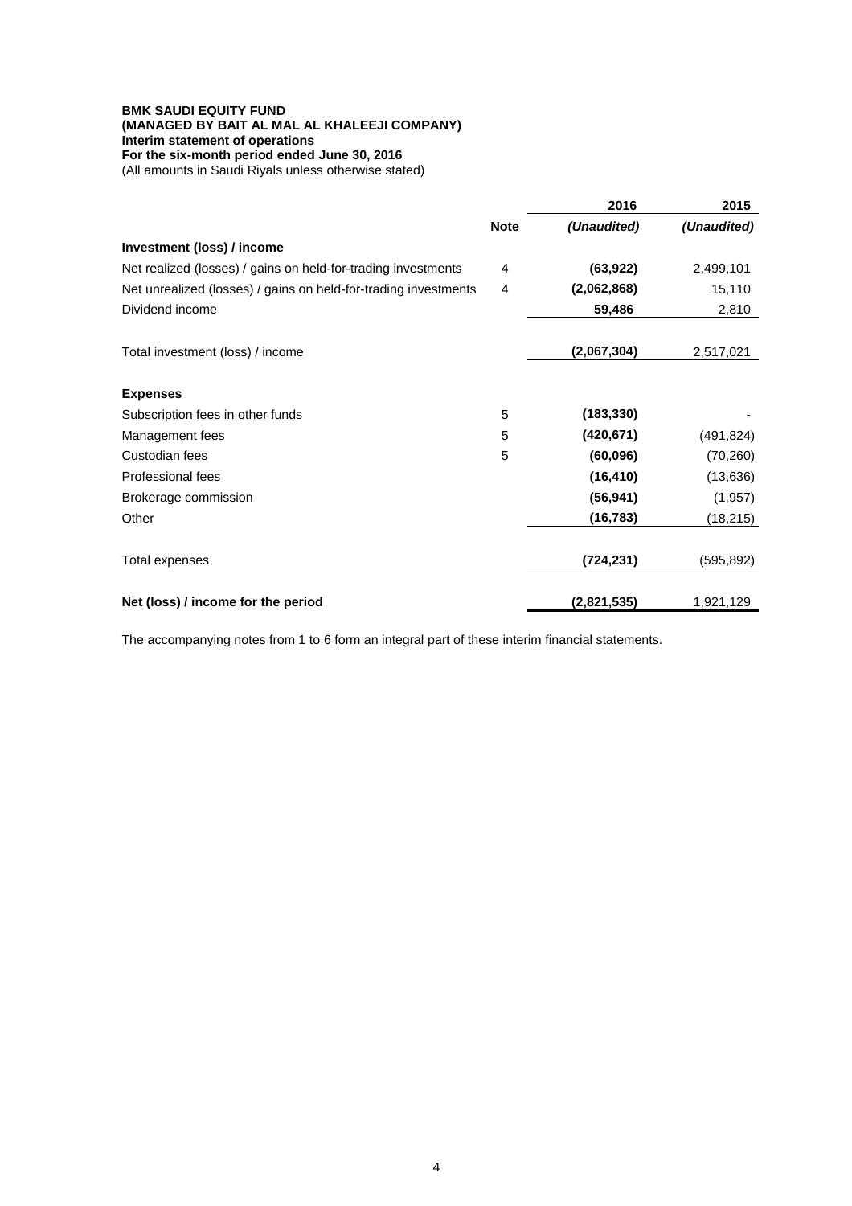**BMK SAUDI EQUITY FUND**
**(MANAGED BY BAIT AL MAL AL KHALEEJI COMPANY)**
**Interim statement of operations**
**For the six-month period ended June 30, 2016**
(All amounts in Saudi Riyals unless otherwise stated)

| | Note | 2016 (Unaudited) | 2015 (Unaudited) |
|---|---|---|---|
| **Investment (loss) / income** | | | |
| Net realized (losses) / gains on held-for-trading investments | 4 | **(63,922)** | 2,499,101 |
| Net unrealized (losses) / gains on held-for-trading investments | 4 | **(2,062,868)** | 15,110 |
| Dividend income | | **59,486** | 2,810 |
| Total investment (loss) / income | | **(2,067,304)** | 2,517,021 |
| **Expenses** | | | |
| Subscription fees in other funds | 5 | **(183,330)** | - |
| Management fees | 5 | **(420,671)** | (491,824) |
| Custodian fees | 5 | **(60,096)** | (70,260) |
| Professional fees | | **(16,410)** | (13,636) |
| Brokerage commission | | **(56,941)** | (1,957) |
| Other | | **(16,783)** | (18,215) |
| Total expenses | | **(724,231)** | (595,892) |
| **Net (loss) / income for the period** | | **(2,821,535)** | 1,921,129 |

The accompanying notes from 1 to 6 form an integral part of these interim financial statements.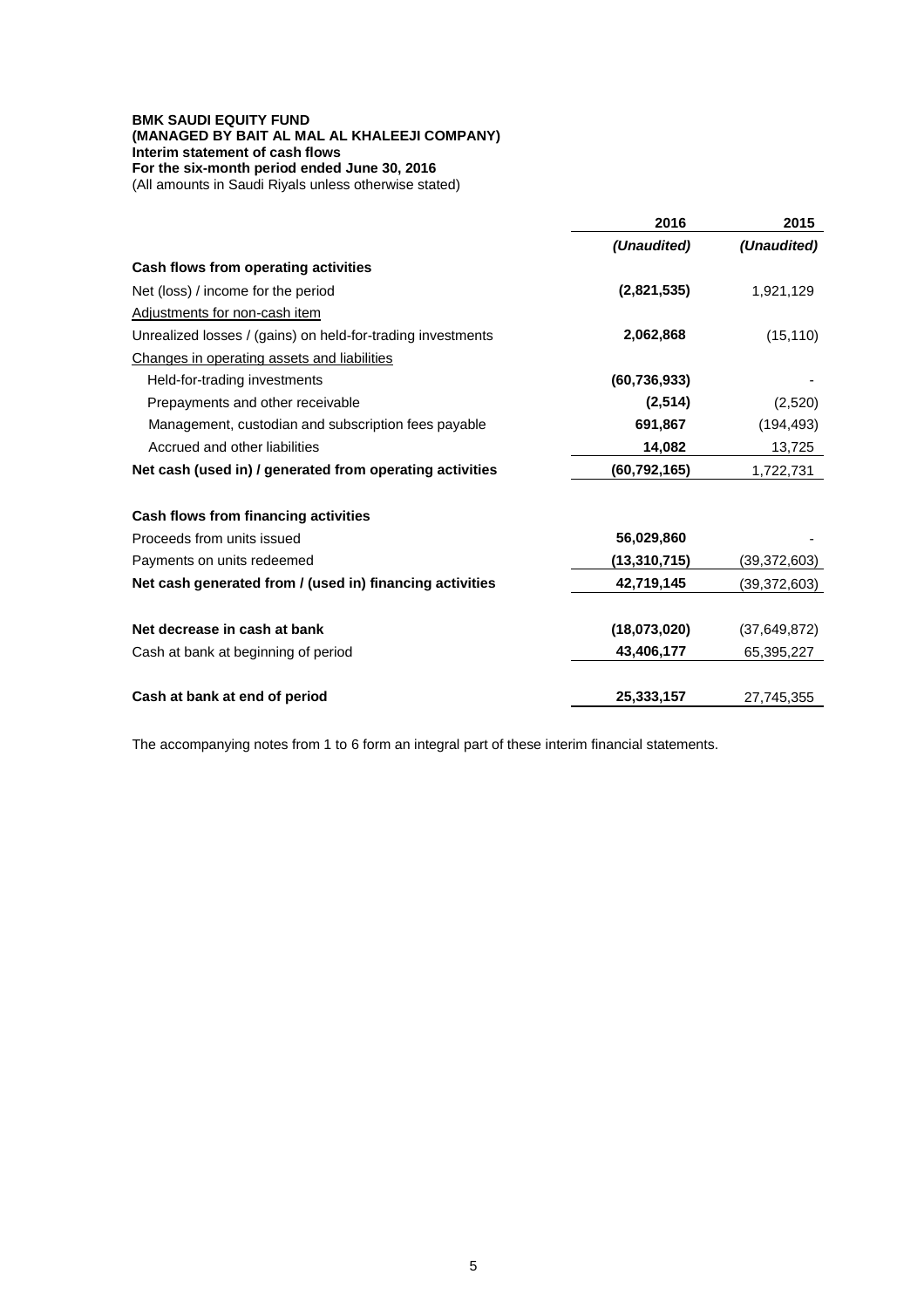**BMK SAUDI EQUITY FUND**
**(MANAGED BY BAIT AL MAL AL KHALEEJI COMPANY)**
**Interim statement of cash flows**
**For the six-month period ended June 30, 2016**
(All amounts in Saudi Riyals unless otherwise stated)

| | **2016** | **2015** |
|---|---|---|
| | ***(Unaudited)*** | ***(Unaudited)*** |
| **Cash flows from operating activities** | | |
| Net (loss) / income for the period | **(2,821,535)** | 1,921,129 |
| Adjustments for non-cash item | | |
| Unrealized losses / (gains) on held-for-trading investments | **2,062,868** | (15,110) |
| Changes in operating assets and liabilities | | |
| Held-for-trading investments | **(60,736,933)** | - |
| Prepayments and other receivable | **(2,514)** | (2,520) |
| Management, custodian and subscription fees payable | **691,867** | (194,493) |
| Accrued and other liabilities | **14,082** | 13,725 |
| **Net cash (used in) / generated from operating activities** | **(60,792,165)** | 1,722,731 |
| | | |
| **Cash flows from financing activities** | | |
| Proceeds from units issued | **56,029,860** | - |
| Payments on units redeemed | **(13,310,715)** | (39,372,603) |
| **Net cash generated from / (used in) financing activities** | **42,719,145** | (39,372,603) |
| | | |
| **Net decrease in cash at bank** | **(18,073,020)** | (37,649,872) |
| Cash at bank at beginning of period | **43,406,177** | 65,395,227 |
| | | |
| **Cash at bank at end of period** | **25,333,157** | 27,745,355 |

The accompanying notes from 1 to 6 form an integral part of these interim financial statements.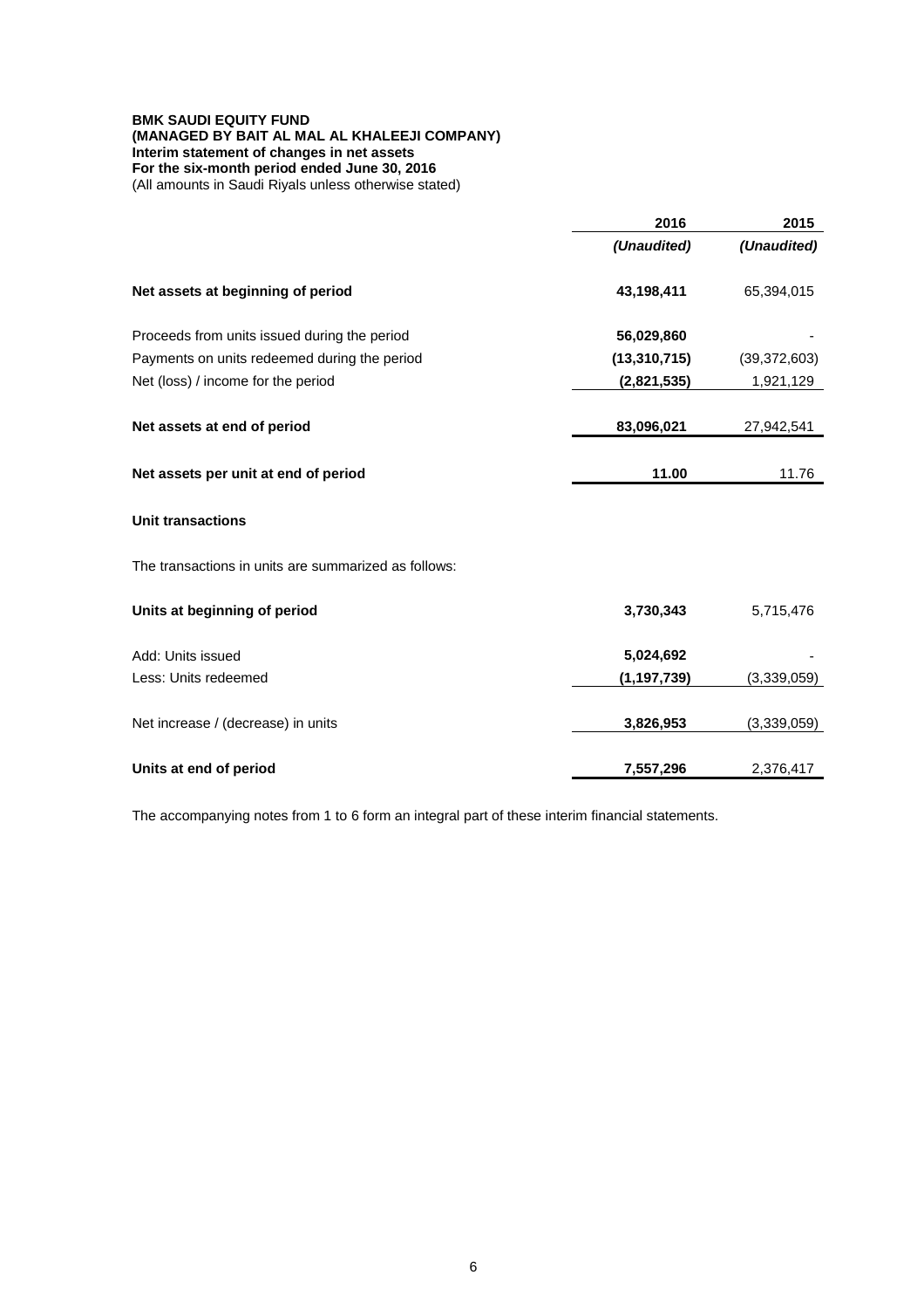**BMK SAUDI EQUITY FUND**
**(MANAGED BY BAIT AL MAL AL KHALEEJI COMPANY)**
**Interim statement of changes in net assets**
**For the six-month period ended June 30, 2016**
(All amounts in Saudi Riyals unless otherwise stated)

| | 2016 | 2015 |
|---|---|---|
| | *(Unaudited)* | *(Unaudited)* |
| **Net assets at beginning of period** | **43,198,411** | 65,394,015 |
| Proceeds from units issued during the period | **56,029,860** | - |
| Payments on units redeemed during the period | **(13,310,715)** | (39,372,603) |
| Net (loss) / income for the period | **(2,821,535)** | 1,921,129 |
| **Net assets at end of period** | **83,096,021** | 27,942,541 |
| **Net assets per unit at end of period** | **11.00** | 11.76 |

**Unit transactions**

The transactions in units are summarized as follows:

| | 2016 | 2015 |
|---|---|---|
| **Units at beginning of period** | **3,730,343** | 5,715,476 |
| Add: Units issued | **5,024,692** | - |
| Less: Units redeemed | **(1,197,739)** | (3,339,059) |
| Net increase / (decrease) in units | **3,826,953** | (3,339,059) |
| **Units at end of period** | **7,557,296** | 2,376,417 |

The accompanying notes from 1 to 6 form an integral part of these interim financial statements.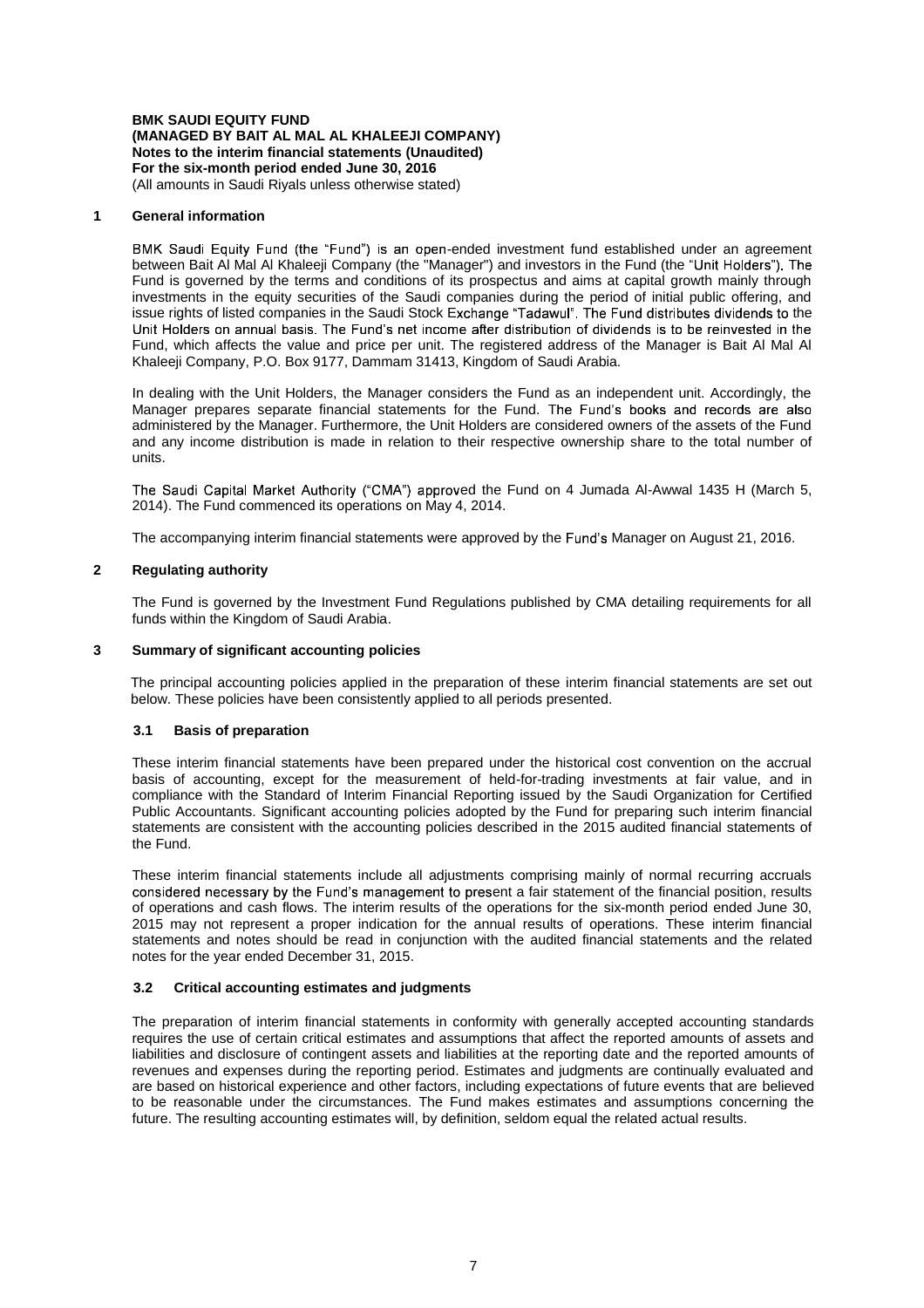**BMK SAUDI EQUITY FUND**
**(MANAGED BY BAIT AL MAL AL KHALEEJI COMPANY)**
**Notes to the interim financial statements (Unaudited)**
**For the six-month period ended June 30, 2016**
(All amounts in Saudi Riyals unless otherwise stated)

## 1 General information

BMK Saudi Equity Fund (the "Fund") is an open-ended investment fund established under an agreement between Bait Al Mal Al Khaleeji Company (the "Manager") and investors in the Fund (the "Unit Holders"). The Fund is governed by the terms and conditions of its prospectus and aims at capital growth mainly through investments in the equity securities of the Saudi companies during the period of initial public offering, and issue rights of listed companies in the Saudi Stock Exchange "Tadawul". The Fund distributes dividends to the Unit Holders on annual basis. The Fund's net income after distribution of dividends is to be reinvested in the Fund, which affects the value and price per unit. The registered address of the Manager is Bait Al Mal Al Khaleeji Company, P.O. Box 9177, Dammam 31413, Kingdom of Saudi Arabia.

In dealing with the Unit Holders, the Manager considers the Fund as an independent unit. Accordingly, the Manager prepares separate financial statements for the Fund. The Fund's books and records are also administered by the Manager. Furthermore, the Unit Holders are considered owners of the assets of the Fund and any income distribution is made in relation to their respective ownership share to the total number of units.

The Saudi Capital Market Authority ("CMA") approved the Fund on 4 Jumada Al-Awwal 1435 H (March 5, 2014). The Fund commenced its operations on May 4, 2014.

The accompanying interim financial statements were approved by the Fund's Manager on August 21, 2016.

## 2 Regulating authority

The Fund is governed by the Investment Fund Regulations published by CMA detailing requirements for all funds within the Kingdom of Saudi Arabia.

## 3 Summary of significant accounting policies

The principal accounting policies applied in the preparation of these interim financial statements are set out below. These policies have been consistently applied to all periods presented.

### 3.1 Basis of preparation

These interim financial statements have been prepared under the historical cost convention on the accrual basis of accounting, except for the measurement of held-for-trading investments at fair value, and in compliance with the Standard of Interim Financial Reporting issued by the Saudi Organization for Certified Public Accountants. Significant accounting policies adopted by the Fund for preparing such interim financial statements are consistent with the accounting policies described in the 2015 audited financial statements of the Fund.

These interim financial statements include all adjustments comprising mainly of normal recurring accruals considered necessary by the Fund's management to present a fair statement of the financial position, results of operations and cash flows. The interim results of the operations for the six-month period ended June 30, 2015 may not represent a proper indication for the annual results of operations. These interim financial statements and notes should be read in conjunction with the audited financial statements and the related notes for the year ended December 31, 2015.

### 3.2 Critical accounting estimates and judgments

The preparation of interim financial statements in conformity with generally accepted accounting standards requires the use of certain critical estimates and assumptions that affect the reported amounts of assets and liabilities and disclosure of contingent assets and liabilities at the reporting date and the reported amounts of revenues and expenses during the reporting period. Estimates and judgments are continually evaluated and are based on historical experience and other factors, including expectations of future events that are believed to be reasonable under the circumstances. The Fund makes estimates and assumptions concerning the future. The resulting accounting estimates will, by definition, seldom equal the related actual results.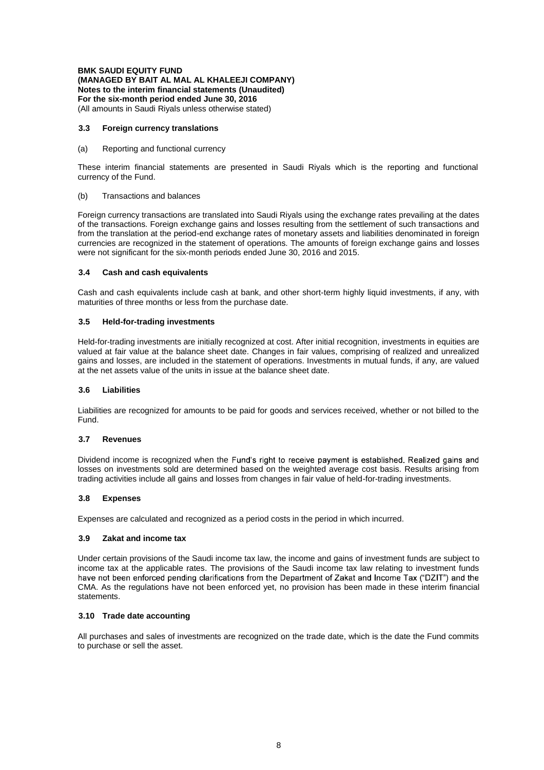**BMK SAUDI EQUITY FUND**
**(MANAGED BY BAIT AL MAL AL KHALEEJI COMPANY)**
**Notes to the interim financial statements (Unaudited)**
**For the six-month period ended June 30, 2016**
(All amounts in Saudi Riyals unless otherwise stated)

### 3.3 Foreign currency translations

(a) Reporting and functional currency

These interim financial statements are presented in Saudi Riyals which is the reporting and functional currency of the Fund.

(b) Transactions and balances

Foreign currency transactions are translated into Saudi Riyals using the exchange rates prevailing at the dates of the transactions. Foreign exchange gains and losses resulting from the settlement of such transactions and from the translation at the period-end exchange rates of monetary assets and liabilities denominated in foreign currencies are recognized in the statement of operations. The amounts of foreign exchange gains and losses were not significant for the six-month periods ended June 30, 2016 and 2015.

### 3.4 Cash and cash equivalents

Cash and cash equivalents include cash at bank, and other short-term highly liquid investments, if any, with maturities of three months or less from the purchase date.

### 3.5 Held-for-trading investments

Held-for-trading investments are initially recognized at cost. After initial recognition, investments in equities are valued at fair value at the balance sheet date. Changes in fair values, comprising of realized and unrealized gains and losses, are included in the statement of operations. Investments in mutual funds, if any, are valued at the net assets value of the units in issue at the balance sheet date.

### 3.6 Liabilities

Liabilities are recognized for amounts to be paid for goods and services received, whether or not billed to the Fund.

### 3.7 Revenues

Dividend income is recognized when the Fund's right to receive payment is established. Realized gains and losses on investments sold are determined based on the weighted average cost basis. Results arising from trading activities include all gains and losses from changes in fair value of held-for-trading investments.

### 3.8 Expenses

Expenses are calculated and recognized as a period costs in the period in which incurred.

### 3.9 Zakat and income tax

Under certain provisions of the Saudi income tax law, the income and gains of investment funds are subject to income tax at the applicable rates. The provisions of the Saudi income tax law relating to investment funds have not been enforced pending clarifications from the Department of Zakat and Income Tax ("DZIT") and the CMA. As the regulations have not been enforced yet, no provision has been made in these interim financial statements.

### 3.10 Trade date accounting

All purchases and sales of investments are recognized on the trade date, which is the date the Fund commits to purchase or sell the asset.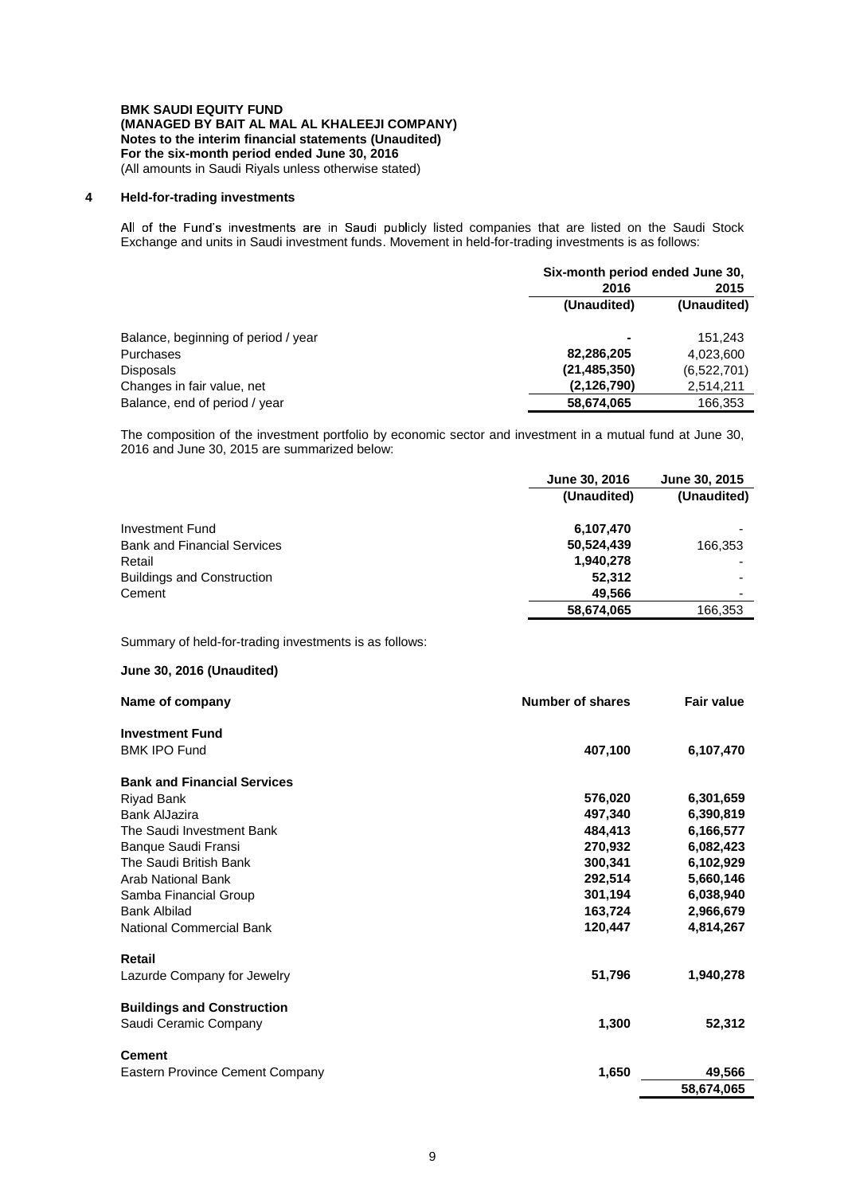**BMK SAUDI EQUITY FUND**
**(MANAGED BY BAIT AL MAL AL KHALEEJI COMPANY)**
**Notes to the interim financial statements (Unaudited)**
**For the six-month period ended June 30, 2016**
(All amounts in Saudi Riyals unless otherwise stated)

## 4 Held-for-trading investments

All of the Fund's investments are in Saudi publicly listed companies that are listed on the Saudi Stock Exchange and units in Saudi investment funds. Movement in held-for-trading investments is as follows:

| | Six-month period ended June 30, | |
|---|---|---|
| | **2016** | **2015** |
| | **(Unaudited)** | **(Unaudited)** |
| Balance, beginning of period / year | **-** | 151,243 |
| Purchases | **82,286,205** | 4,023,600 |
| Disposals | **(21,485,350)** | (6,522,701) |
| Changes in fair value, net | **(2,126,790)** | 2,514,211 |
| Balance, end of period / year | **58,674,065** | 166,353 |

The composition of the investment portfolio by economic sector and investment in a mutual fund at June 30, 2016 and June 30, 2015 are summarized below:

| | **June 30, 2016** | **June 30, 2015** |
|---|---|---|
| | **(Unaudited)** | **(Unaudited)** |
| Investment Fund | **6,107,470** | - |
| Bank and Financial Services | **50,524,439** | 166,353 |
| Retail | **1,940,278** | - |
| Buildings and Construction | **52,312** | - |
| Cement | **49,566** | - |
| | **58,674,065** | 166,353 |

Summary of held-for-trading investments is as follows:

**June 30, 2016 (Unaudited)**

| **Name of company** | **Number of shares** | **Fair value** |
|---|---|---|
| **Investment Fund** | | |
| BMK IPO Fund | **407,100** | **6,107,470** |
| **Bank and Financial Services** | | |
| Riyad Bank | **576,020** | **6,301,659** |
| Bank AlJazira | **497,340** | **6,390,819** |
| The Saudi Investment Bank | **484,413** | **6,166,577** |
| Banque Saudi Fransi | **270,932** | **6,082,423** |
| The Saudi British Bank | **300,341** | **6,102,929** |
| Arab National Bank | **292,514** | **5,660,146** |
| Samba Financial Group | **301,194** | **6,038,940** |
| Bank Albilad | **163,724** | **2,966,679** |
| National Commercial Bank | **120,447** | **4,814,267** |
| **Retail** | | |
| Lazurde Company for Jewelry | **51,796** | **1,940,278** |
| **Buildings and Construction** | | |
| Saudi Ceramic Company | **1,300** | **52,312** |
| **Cement** | | |
| Eastern Province Cement Company | **1,650** | **49,566** |
| | | **58,674,065** |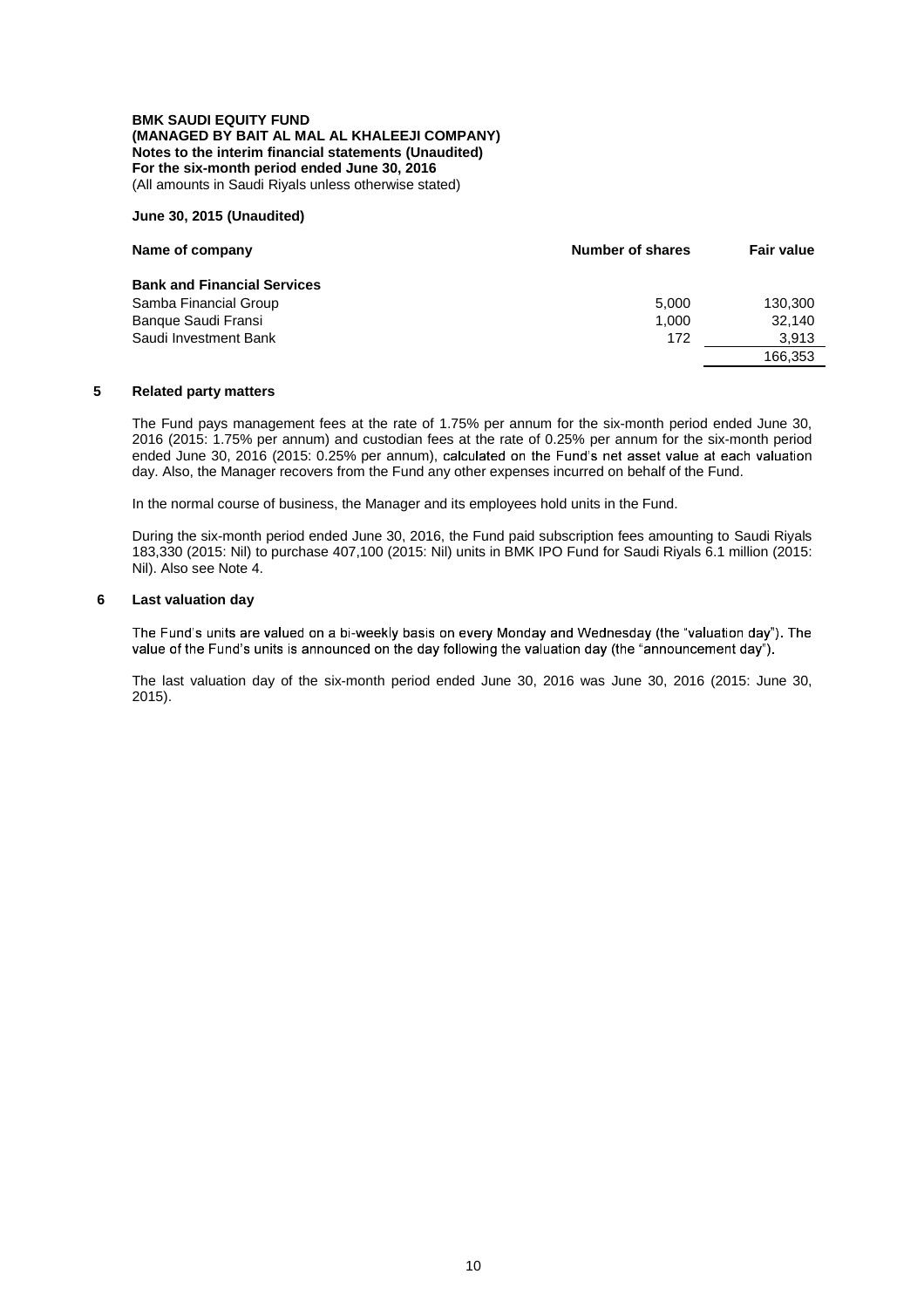**BMK SAUDI EQUITY FUND**
**(MANAGED BY BAIT AL MAL AL KHALEEJI COMPANY)**
**Notes to the interim financial statements (Unaudited)**
**For the six-month period ended June 30, 2016**
(All amounts in Saudi Riyals unless otherwise stated)

**June 30, 2015 (Unaudited)**

| Name of company | Number of shares | Fair value |
|---|---|---|
| **Bank and Financial Services** | | |
| Samba Financial Group | 5,000 | 130,300 |
| Banque Saudi Fransi | 1,000 | 32,140 |
| Saudi Investment Bank | 172 | 3,913 |
| | | 166,353 |

## 5 Related party matters

The Fund pays management fees at the rate of 1.75% per annum for the six-month period ended June 30, 2016 (2015: 1.75% per annum) and custodian fees at the rate of 0.25% per annum for the six-month period ended June 30, 2016 (2015: 0.25% per annum), calculated on the Fund's net asset value at each valuation day. Also, the Manager recovers from the Fund any other expenses incurred on behalf of the Fund.

In the normal course of business, the Manager and its employees hold units in the Fund.

During the six-month period ended June 30, 2016, the Fund paid subscription fees amounting to Saudi Riyals 183,330 (2015: Nil) to purchase 407,100 (2015: Nil) units in BMK IPO Fund for Saudi Riyals 6.1 million (2015: Nil). Also see Note 4.

## 6 Last valuation day

The Fund's units are valued on a bi-weekly basis on every Monday and Wednesday (the "valuation day"). The value of the Fund's units is announced on the day following the valuation day (the "announcement day").

The last valuation day of the six-month period ended June 30, 2016 was June 30, 2016 (2015: June 30, 2015).